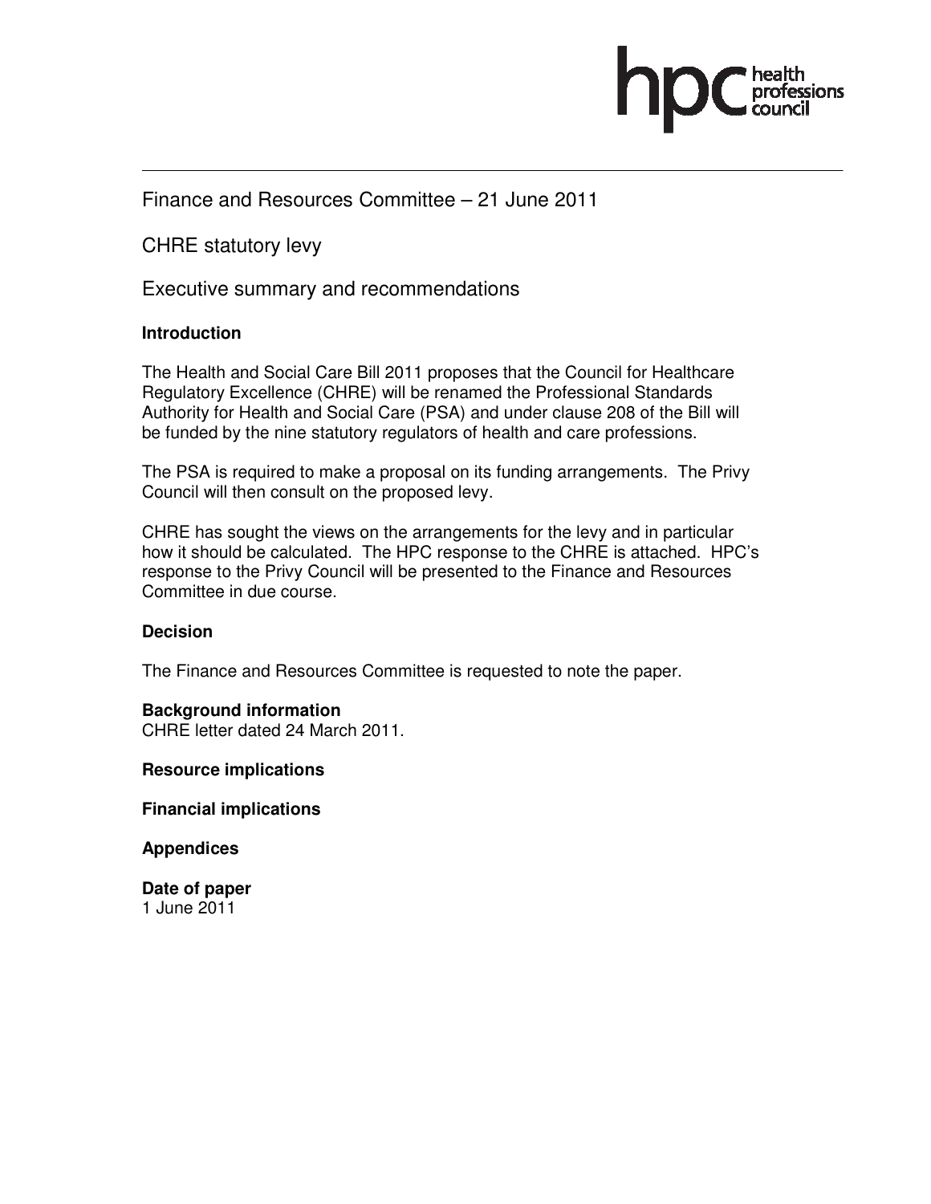Finance and Resources Committee – 21 June 2011

CHRE statutory levy

Executive summary and recommendations

**Introduction**

The Health and Social Care Bill 2011 proposes that the Council for Healthcare Regulatory Excellence (CHRE) will be renamed the Professional Standards Authority for Health and Social Care (PSA) and under clause 208 of the Bill will be funded by the nine statutory regulators of health and care professions.

The PSA is required to make a proposal on its funding arrangements. The Privy Council will then consult on the proposed levy.

CHRE has sought the views on the arrangements for the levy and in particular how it should be calculated. The HPC response to the CHRE is attached. HPC's response to the Privy Council will be presented to the Finance and Resources Committee in due course.

**Decision**

The Finance and Resources Committee is requested to note the paper.

**Background information**
CHRE letter dated 24 March 2011.

**Resource implications**

**Financial implications**

**Appendices**

**Date of paper**
1 June 2011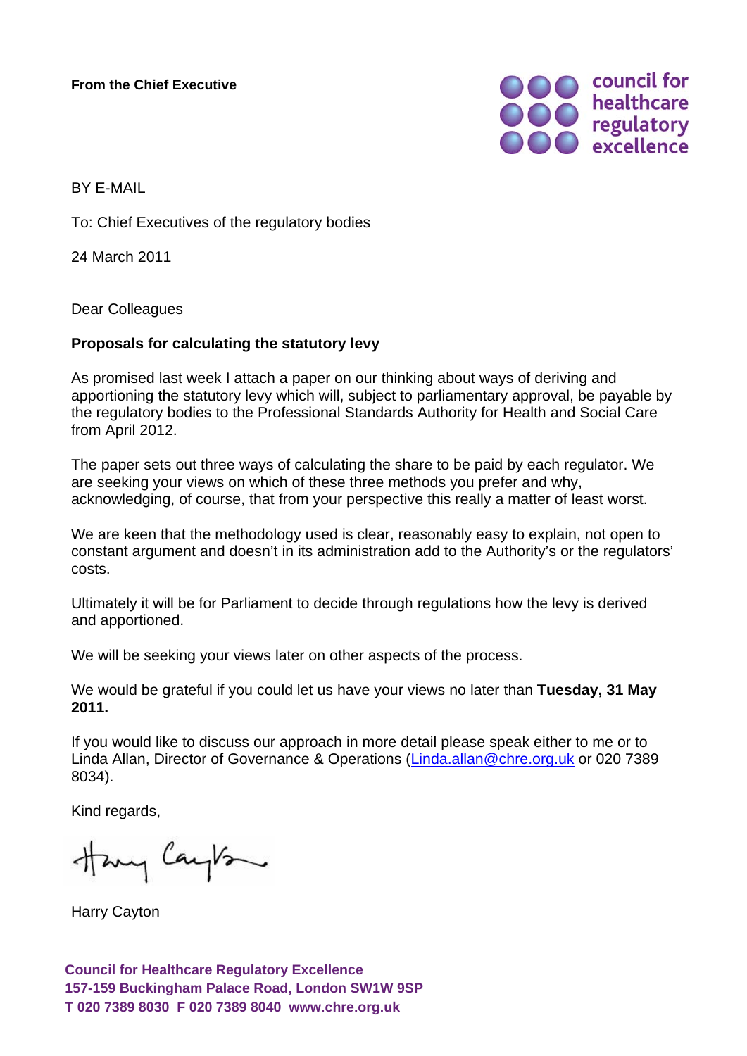**From the Chief Executive**

council for healthcare regulatory excellence

BY E-MAIL

To: Chief Executives of the regulatory bodies

24 March 2011

Dear Colleagues

**Proposals for calculating the statutory levy**

As promised last week I attach a paper on our thinking about ways of deriving and apportioning the statutory levy which will, subject to parliamentary approval, be payable by the regulatory bodies to the Professional Standards Authority for Health and Social Care from April 2012.

The paper sets out three ways of calculating the share to be paid by each regulator. We are seeking your views on which of these three methods you prefer and why, acknowledging, of course, that from your perspective this really a matter of least worst.

We are keen that the methodology used is clear, reasonably easy to explain, not open to constant argument and doesn't in its administration add to the Authority's or the regulators' costs.

Ultimately it will be for Parliament to decide through regulations how the levy is derived and apportioned.

We will be seeking your views later on other aspects of the process.

We would be grateful if you could let us have your views no later than **Tuesday, 31 May 2011.**

If you would like to discuss our approach in more detail please speak either to me or to Linda Allan, Director of Governance & Operations (Linda.allan@chre.org.uk or 020 7389 8034).

Kind regards,

Harry Cayton

**Council for Healthcare Regulatory Excellence**
**157-159 Buckingham Palace Road, London SW1W 9SP**
**T 020 7389 8030 F 020 7389 8040 www.chre.org.uk**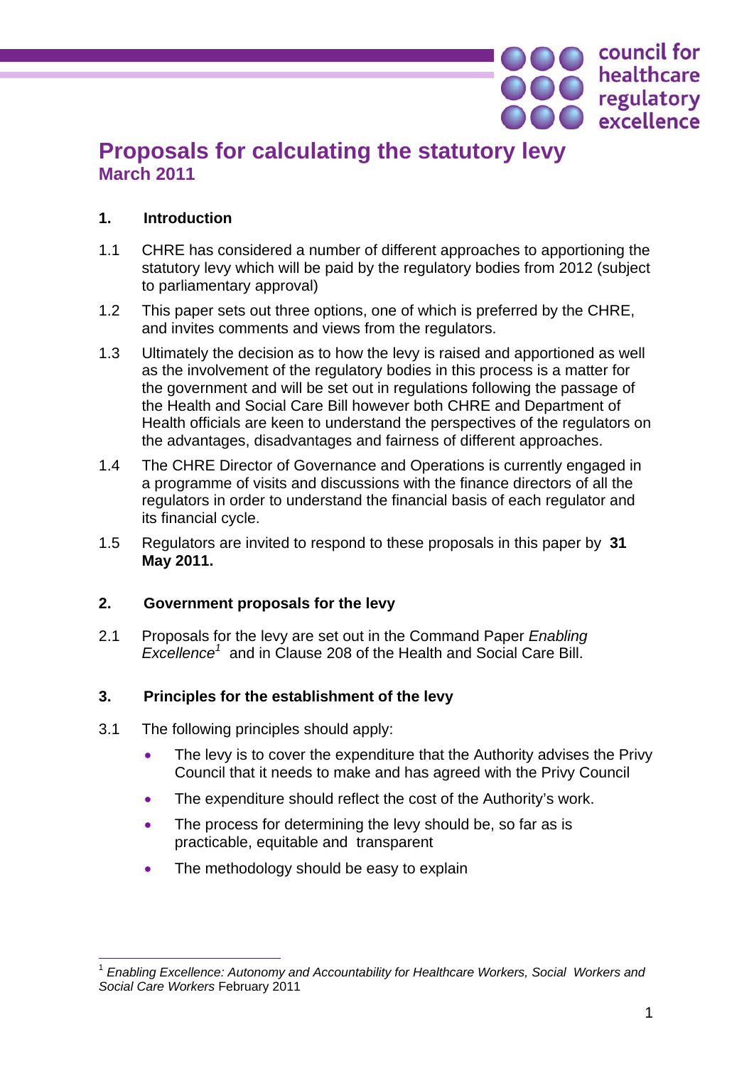# Proposals for calculating the statutory levy

**March 2011**

## 1. Introduction

1.1 CHRE has considered a number of different approaches to apportioning the statutory levy which will be paid by the regulatory bodies from 2012 (subject to parliamentary approval)

1.2 This paper sets out three options, one of which is preferred by the CHRE, and invites comments and views from the regulators.

1.3 Ultimately the decision as to how the levy is raised and apportioned as well as the involvement of the regulatory bodies in this process is a matter for the government and will be set out in regulations following the passage of the Health and Social Care Bill however both CHRE and Department of Health officials are keen to understand the perspectives of the regulators on the advantages, disadvantages and fairness of different approaches.

1.4 The CHRE Director of Governance and Operations is currently engaged in a programme of visits and discussions with the finance directors of all the regulators in order to understand the financial basis of each regulator and its financial cycle.

1.5 Regulators are invited to respond to these proposals in this paper by **31 May 2011.**

## 2. Government proposals for the levy

2.1 Proposals for the levy are set out in the Command Paper *Enabling Excellence*[1] and in Clause 208 of the Health and Social Care Bill.

## 3. Principles for the establishment of the levy

3.1 The following principles should apply:

- The levy is to cover the expenditure that the Authority advises the Privy Council that it needs to make and has agreed with the Privy Council
- The expenditure should reflect the cost of the Authority's work.
- The process for determining the levy should be, so far as is practicable, equitable and transparent
- The methodology should be easy to explain

---

[1] *Enabling Excellence: Autonomy and Accountability for Healthcare Workers, Social Workers and Social Care Workers* February 2011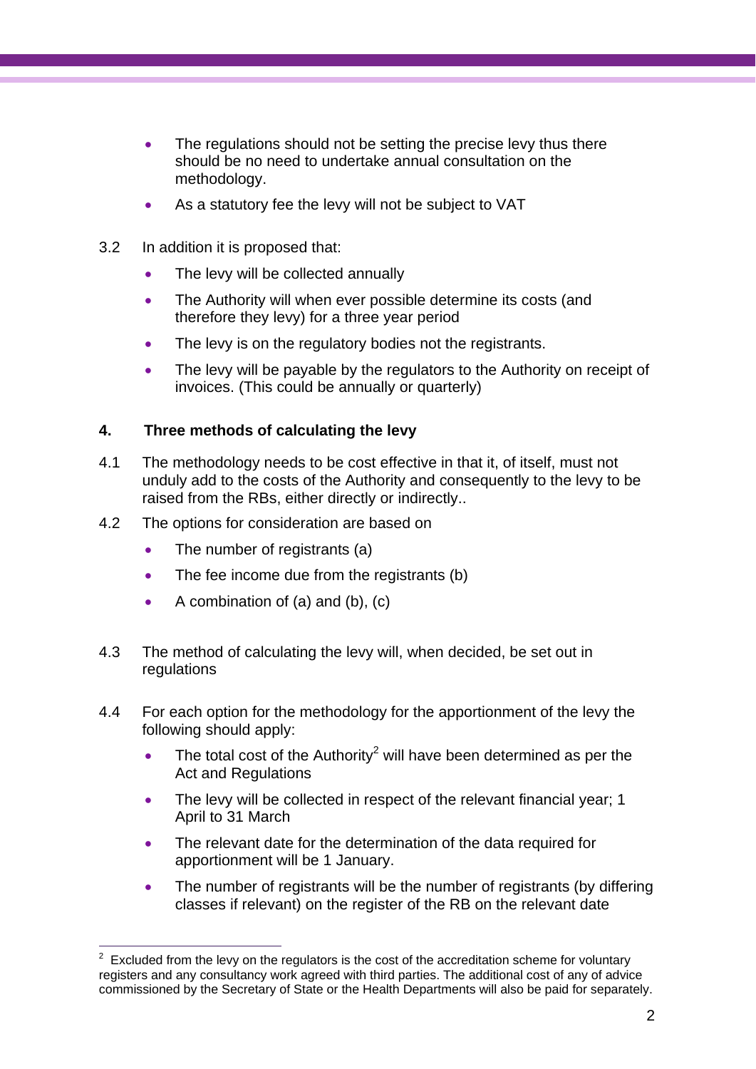- The regulations should not be setting the precise levy thus there should be no need to undertake annual consultation on the methodology.
- As a statutory fee the levy will not be subject to VAT

3.2 In addition it is proposed that:

- The levy will be collected annually
- The Authority will when ever possible determine its costs (and therefore they levy) for a three year period
- The levy is on the regulatory bodies not the registrants.
- The levy will be payable by the regulators to the Authority on receipt of invoices. (This could be annually or quarterly)

## 4. Three methods of calculating the levy

4.1 The methodology needs to be cost effective in that it, of itself, must not unduly add to the costs of the Authority and consequently to the levy to be raised from the RBs, either directly or indirectly..

4.2 The options for consideration are based on

- The number of registrants (a)
- The fee income due from the registrants (b)
- A combination of (a) and (b), (c)

4.3 The method of calculating the levy will, when decided, be set out in regulations

4.4 For each option for the methodology for the apportionment of the levy the following should apply:

- The total cost of the Authority[2] will have been determined as per the Act and Regulations
- The levy will be collected in respect of the relevant financial year; 1 April to 31 March
- The relevant date for the determination of the data required for apportionment will be 1 January.
- The number of registrants will be the number of registrants (by differing classes if relevant) on the register of the RB on the relevant date

---

[2] Excluded from the levy on the regulators is the cost of the accreditation scheme for voluntary registers and any consultancy work agreed with third parties. The additional cost of any of advice commissioned by the Secretary of State or the Health Departments will also be paid for separately.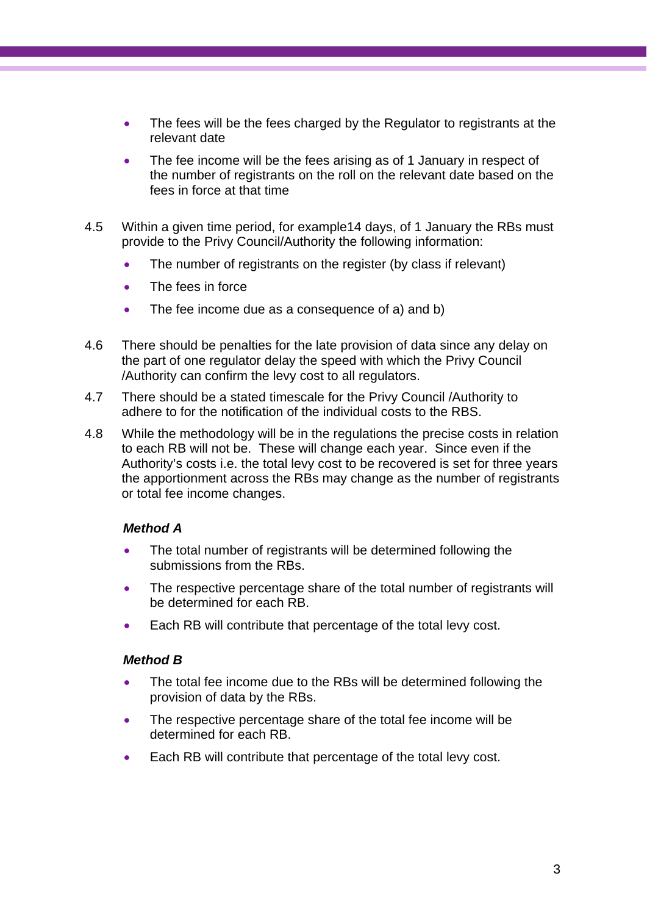- The fees will be the fees charged by the Regulator to registrants at the relevant date
- The fee income will be the fees arising as of 1 January in respect of the number of registrants on the roll on the relevant date based on the fees in force at that time

4.5 Within a given time period, for example14 days, of 1 January the RBs must provide to the Privy Council/Authority the following information:

- The number of registrants on the register (by class if relevant)
- The fees in force
- The fee income due as a consequence of a) and b)

4.6 There should be penalties for the late provision of data since any delay on the part of one regulator delay the speed with which the Privy Council /Authority can confirm the levy cost to all regulators.

4.7 There should be a stated timescale for the Privy Council /Authority to adhere to for the notification of the individual costs to the RBS.

4.8 While the methodology will be in the regulations the precise costs in relation to each RB will not be. These will change each year. Since even if the Authority's costs i.e. the total levy cost to be recovered is set for three years the apportionment across the RBs may change as the number of registrants or total fee income changes.

***Method A***

- The total number of registrants will be determined following the submissions from the RBs.
- The respective percentage share of the total number of registrants will be determined for each RB.
- Each RB will contribute that percentage of the total levy cost.

***Method B***

- The total fee income due to the RBs will be determined following the provision of data by the RBs.
- The respective percentage share of the total fee income will be determined for each RB.
- Each RB will contribute that percentage of the total levy cost.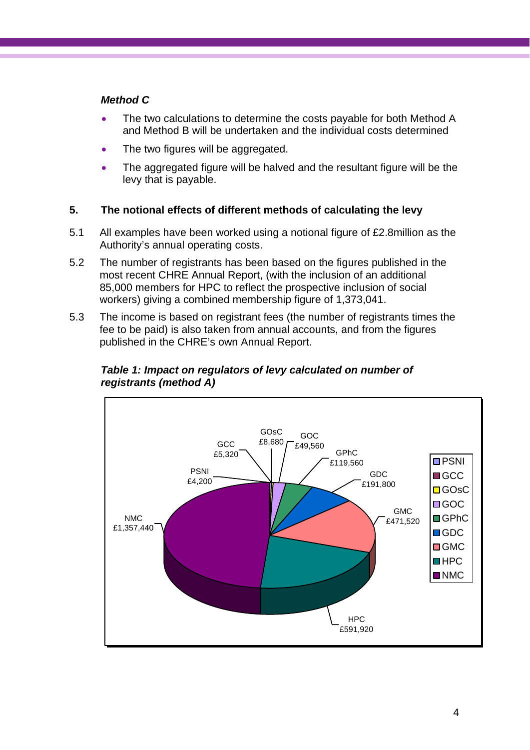*Method C*

- The two calculations to determine the costs payable for both Method A and Method B will be undertaken and the individual costs determined
- The two figures will be aggregated.
- The aggregated figure will be halved and the resultant figure will be the levy that is payable.

## 5. The notional effects of different methods of calculating the levy

5.1 All examples have been worked using a notional figure of £2.8million as the Authority's annual operating costs.

5.2 The number of registrants has been based on the figures published in the most recent CHRE Annual Report, (with the inclusion of an additional 85,000 members for HPC to reflect the prospective inclusion of social workers) giving a combined membership figure of 1,373,041.

5.3 The income is based on registrant fees (the number of registrants times the fee to be paid) is also taken from annual accounts, and from the figures published in the CHRE's own Annual Report.

***Table 1: Impact on regulators of levy calculated on number of registrants (method A)***

| Regulator | Levy |
|---|---|
| PSNI | £4,200 |
| GCC | £5,320 |
| GOsC | £8,680 |
| GOC | £49,560 |
| GPhC | £119,560 |
| GDC | £191,800 |
| GMC | £471,520 |
| HPC | £591,920 |
| NMC | £1,357,440 |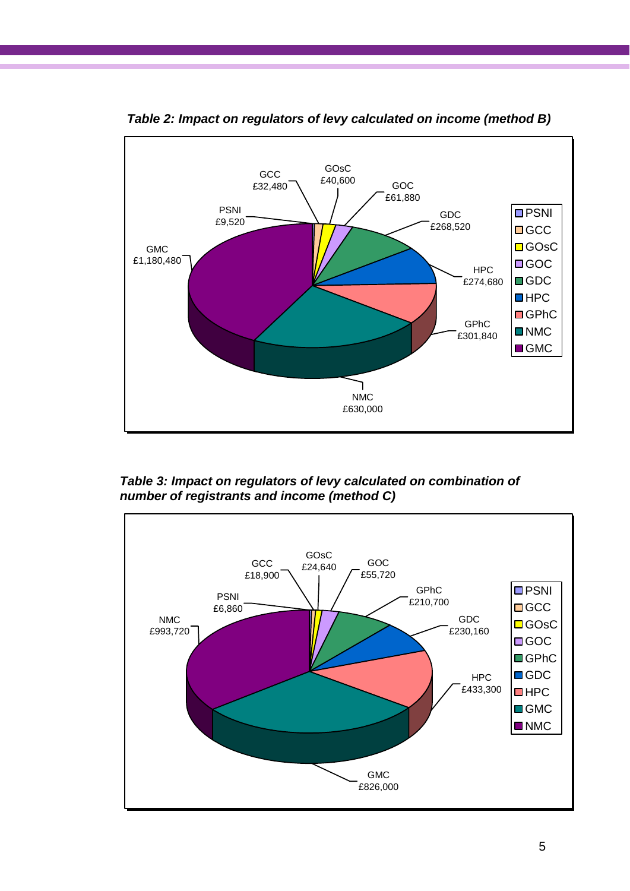***Table 2: Impact on regulators of levy calculated on income (method B)***

| Regulator | Levy |
|---|---|
| PSNI | £9,520 |
| GCC | £32,480 |
| GOsC | £40,600 |
| GOC | £61,880 |
| GDC | £268,520 |
| HPC | £274,680 |
| GPhC | £301,840 |
| NMC | £630,000 |
| GMC | £1,180,480 |

***Table 3: Impact on regulators of levy calculated on combination of number of registrants and income (method C)***

| Regulator | Levy |
|---|---|
| PSNI | £6,860 |
| GCC | £18,900 |
| GOsC | £24,640 |
| GOC | £55,720 |
| GPhC | £210,700 |
| GDC | £230,160 |
| HPC | £433,300 |
| GMC | £826,000 |
| NMC | £993,720 |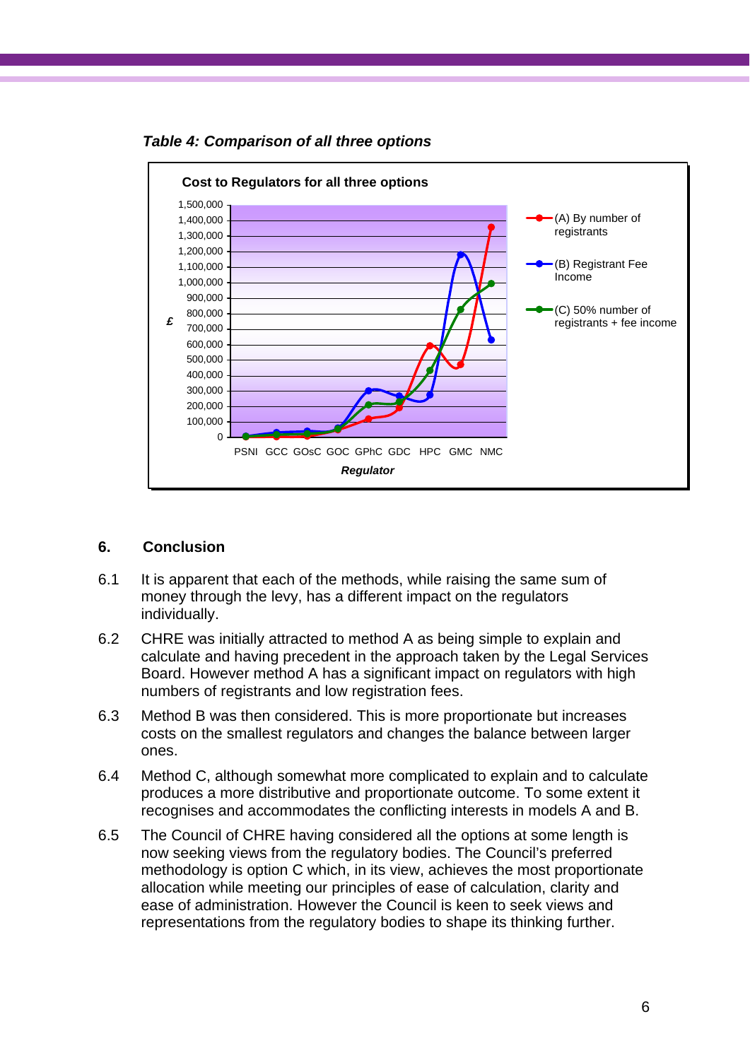*Table 4: Comparison of all three options*

**Cost to Regulators for all three options**

£

1,500,000
1,400,000
1,300,000
1,200,000
1,100,000
1,000,000
900,000
800,000
700,000
600,000
500,000
400,000
300,000
200,000
100,000
0

PSNI GCC GOsC GOC GPhC GDC HPC GMC NMC

*Regulator*

(A) By number of registrants

(B) Registrant Fee Income

(C) 50% number of registrants + fee income

## 6. Conclusion

6.1 It is apparent that each of the methods, while raising the same sum of money through the levy, has a different impact on the regulators individually.

6.2 CHRE was initially attracted to method A as being simple to explain and calculate and having precedent in the approach taken by the Legal Services Board. However method A has a significant impact on regulators with high numbers of registrants and low registration fees.

6.3 Method B was then considered. This is more proportionate but increases costs on the smallest regulators and changes the balance between larger ones.

6.4 Method C, although somewhat more complicated to explain and to calculate produces a more distributive and proportionate outcome. To some extent it recognises and accommodates the conflicting interests in models A and B.

6.5 The Council of CHRE having considered all the options at some length is now seeking views from the regulatory bodies. The Council's preferred methodology is option C which, in its view, achieves the most proportionate allocation while meeting our principles of ease of calculation, clarity and ease of administration. However the Council is keen to seek views and representations from the regulatory bodies to shape its thinking further.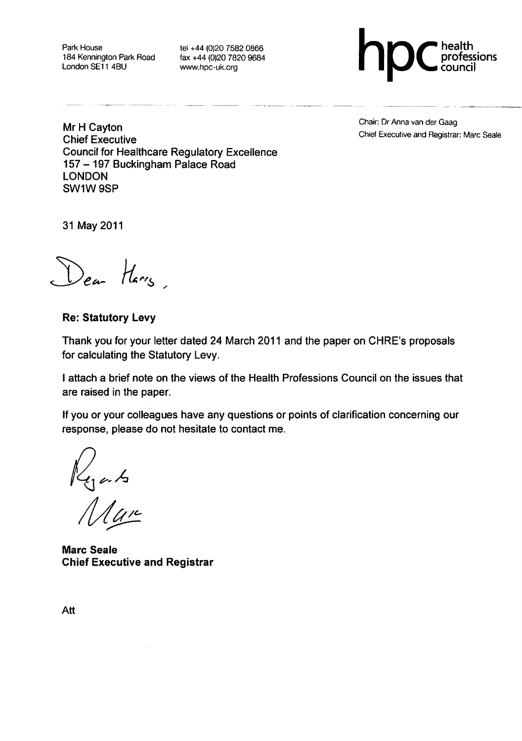Park House
184 Kennington Park Road
London SE11 4BU

tel +44 (0)20 7582 0866
fax +44 (0)20 7820 9684
www.hpc-uk.org

**hpc** health professions council

Chair: Dr Anna van der Gaag
Chief Executive and Registrar: Marc Seale

Mr H Cayton
Chief Executive
Council for Healthcare Regulatory Excellence
157 – 197 Buckingham Palace Road
LONDON
SW1W 9SP

31 May 2011

Dear Harry,

**Re: Statutory Levy**

Thank you for your letter dated 24 March 2011 and the paper on CHRE's proposals for calculating the Statutory Levy.

I attach a brief note on the views of the Health Professions Council on the issues that are raised in the paper.

If you or your colleagues have any questions or points of clarification concerning our response, please do not hesitate to contact me.

Regards
Marc

**Marc Seale**
**Chief Executive and Registrar**

Att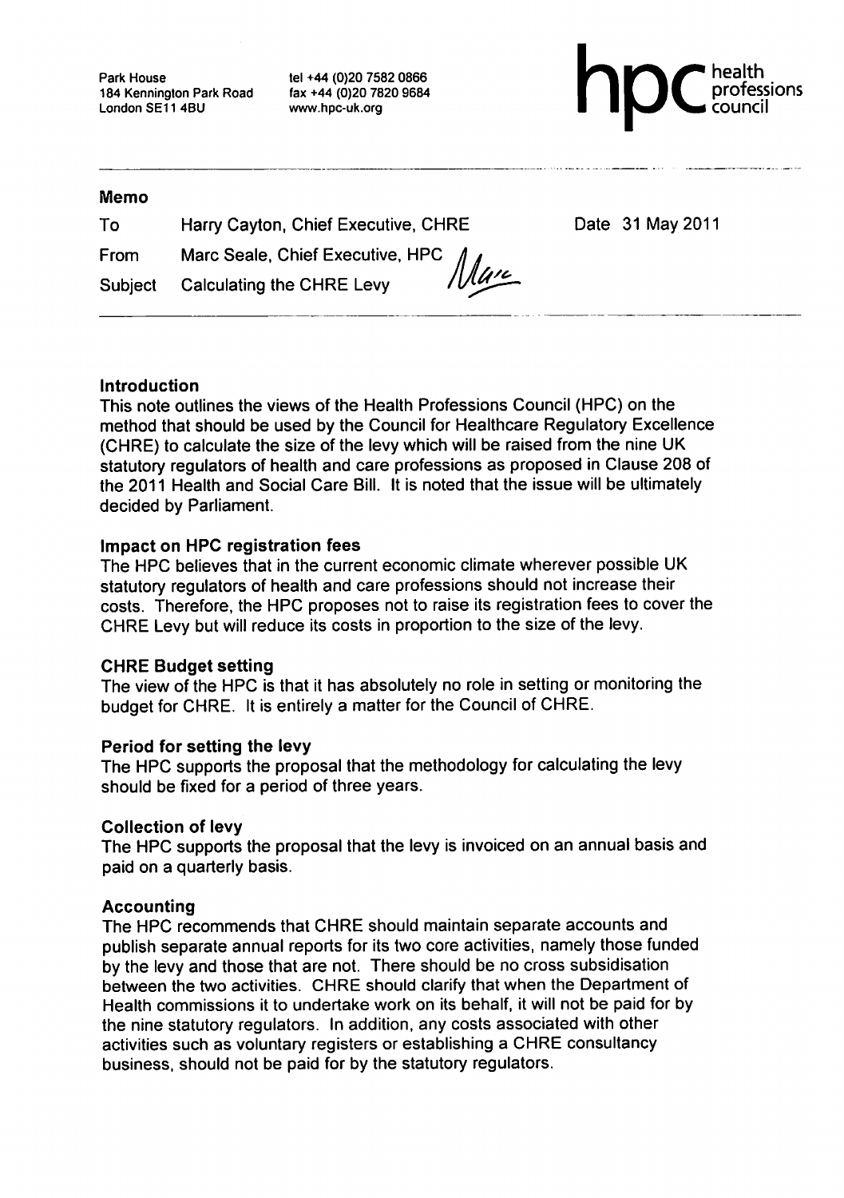Park House
184 Kennington Park Road
London SE11 4BU

tel +44 (0)20 7582 0866
fax +44 (0)20 7820 9684
www.hpc-uk.org

**hpc** health professions council

## Memo

| | | |
|---|---|---|
| To | Harry Cayton, Chief Executive, CHRE | Date 31 May 2011 |
| From | Marc Seale, Chief Executive, HPC | |
| Subject | Calculating the CHRE Levy | |

### Introduction

This note outlines the views of the Health Professions Council (HPC) on the method that should be used by the Council for Healthcare Regulatory Excellence (CHRE) to calculate the size of the levy which will be raised from the nine UK statutory regulators of health and care professions as proposed in Clause 208 of the 2011 Health and Social Care Bill. It is noted that the issue will be ultimately decided by Parliament.

### Impact on HPC registration fees

The HPC believes that in the current economic climate wherever possible UK statutory regulators of health and care professions should not increase their costs. Therefore, the HPC proposes not to raise its registration fees to cover the CHRE Levy but will reduce its costs in proportion to the size of the levy.

### CHRE Budget setting

The view of the HPC is that it has absolutely no role in setting or monitoring the budget for CHRE. It is entirely a matter for the Council of CHRE.

### Period for setting the levy

The HPC supports the proposal that the methodology for calculating the levy should be fixed for a period of three years.

### Collection of levy

The HPC supports the proposal that the levy is invoiced on an annual basis and paid on a quarterly basis.

### Accounting

The HPC recommends that CHRE should maintain separate accounts and publish separate annual reports for its two core activities, namely those funded by the levy and those that are not. There should be no cross subsidisation between the two activities. CHRE should clarify that when the Department of Health commissions it to undertake work on its behalf, it will not be paid for by the nine statutory regulators. In addition, any costs associated with other activities such as voluntary registers or establishing a CHRE consultancy business, should not be paid for by the statutory regulators.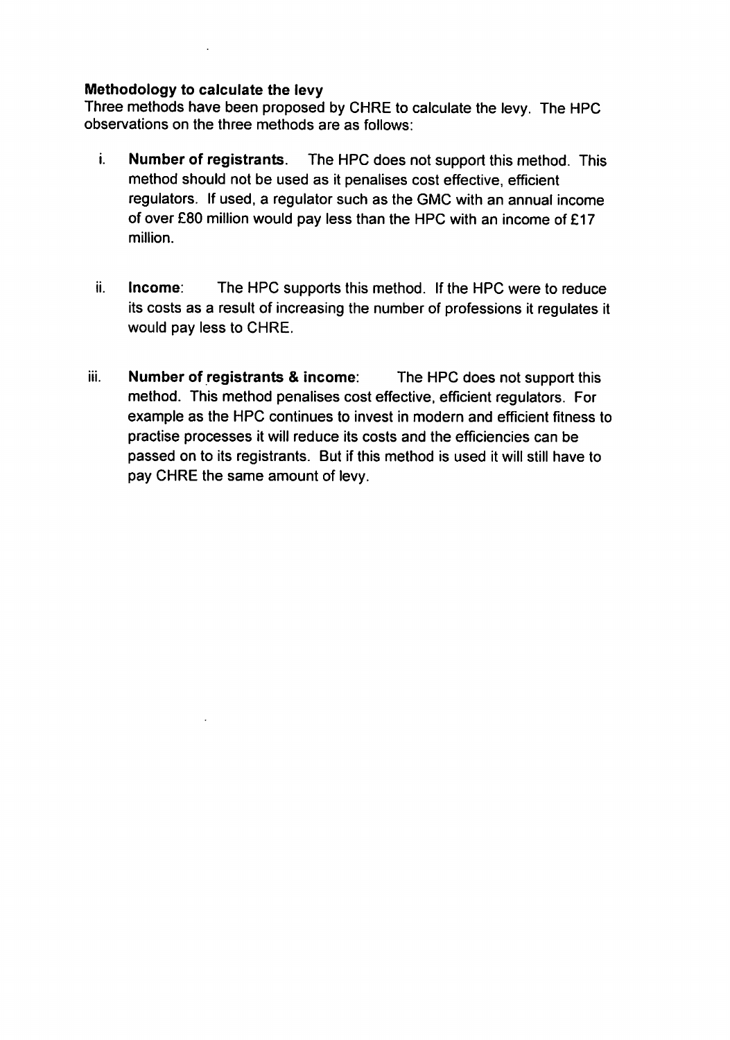**Methodology to calculate the levy**

Three methods have been proposed by CHRE to calculate the levy. The HPC observations on the three methods are as follows:

i. **Number of registrants**. The HPC does not support this method. This method should not be used as it penalises cost effective, efficient regulators. If used, a regulator such as the GMC with an annual income of over £80 million would pay less than the HPC with an income of £17 million.

ii. **Income**: The HPC supports this method. If the HPC were to reduce its costs as a result of increasing the number of professions it regulates it would pay less to CHRE.

iii. **Number of registrants & income**: The HPC does not support this method. This method penalises cost effective, efficient regulators. For example as the HPC continues to invest in modern and efficient fitness to practise processes it will reduce its costs and the efficiencies can be passed on to its registrants. But if this method is used it will still have to pay CHRE the same amount of levy.